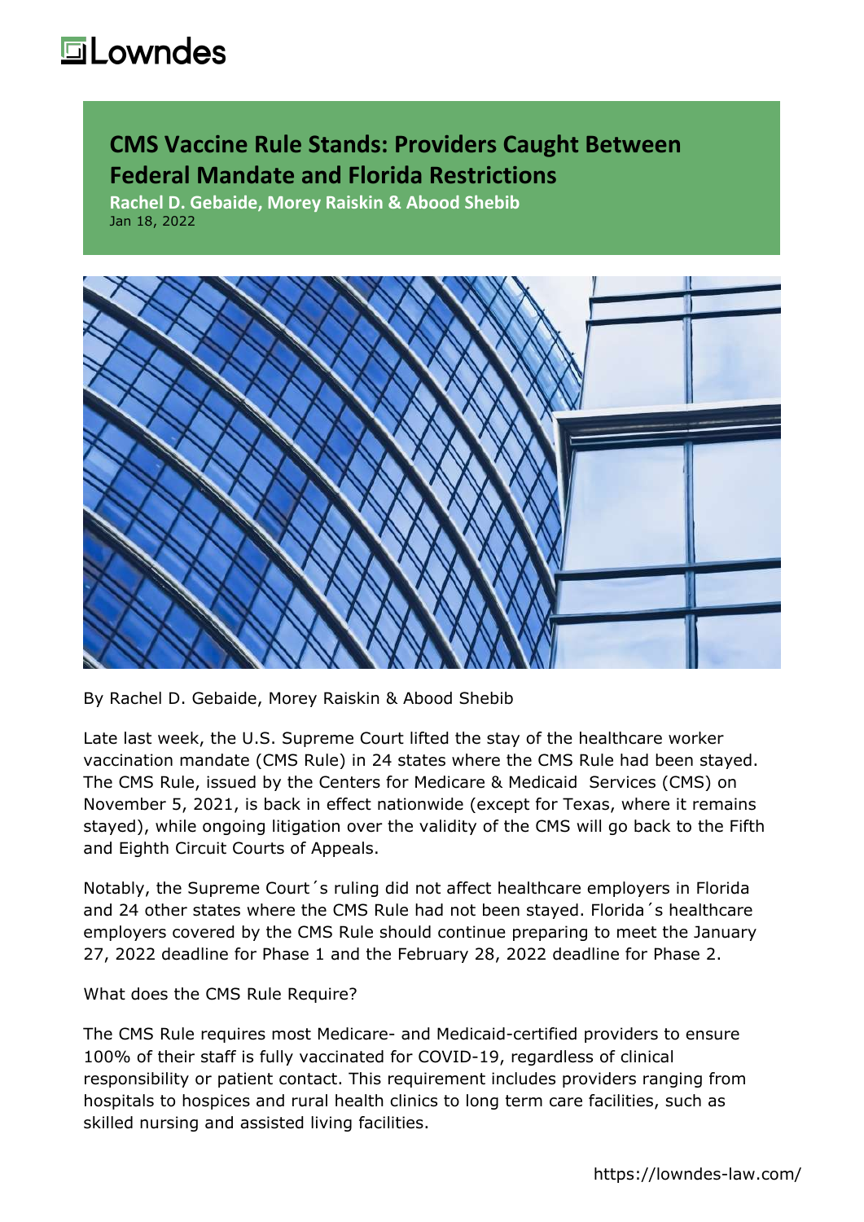# CMS Vaccine Rule Stands: Providers Caught Between Federal Mandate and Florida Restrictions

**Rachel D. Gebaide, Morey Raiskin & Abood Shebib**

Jan 18, 2022

By Rachel D. Gebaide, Morey Raiskin & Abood Shebib

Late last week, the U.S. Supreme Court lifted the stay of the healthcare worker vaccination mandate (CMS Rule) in 24 states where the CMS Rule had been stayed. The CMS Rule, issued by the Centers for Medicare & Medicaid Services (CMS) on November 5, 2021, is back in effect nationwide (except for Texas, where it remains stayed), while ongoing litigation over the validity of the CMS will go back to the Fifth and Eighth Circuit Courts of Appeals.

Notably, the Supreme Court´s ruling did not affect healthcare employers in Florida and 24 other states where the CMS Rule had not been stayed. Florida´s healthcare employers covered by the CMS Rule should continue preparing to meet the January 27, 2022 deadline for Phase 1 and the February 28, 2022 deadline for Phase 2.

What does the CMS Rule Require?

The CMS Rule requires most Medicare- and Medicaid-certified providers to ensure 100% of their staff is fully vaccinated for COVID-19, regardless of clinical responsibility or patient contact. This requirement includes providers ranging from hospitals to hospices and rural health clinics to long term care facilities, such as skilled nursing and assisted living facilities.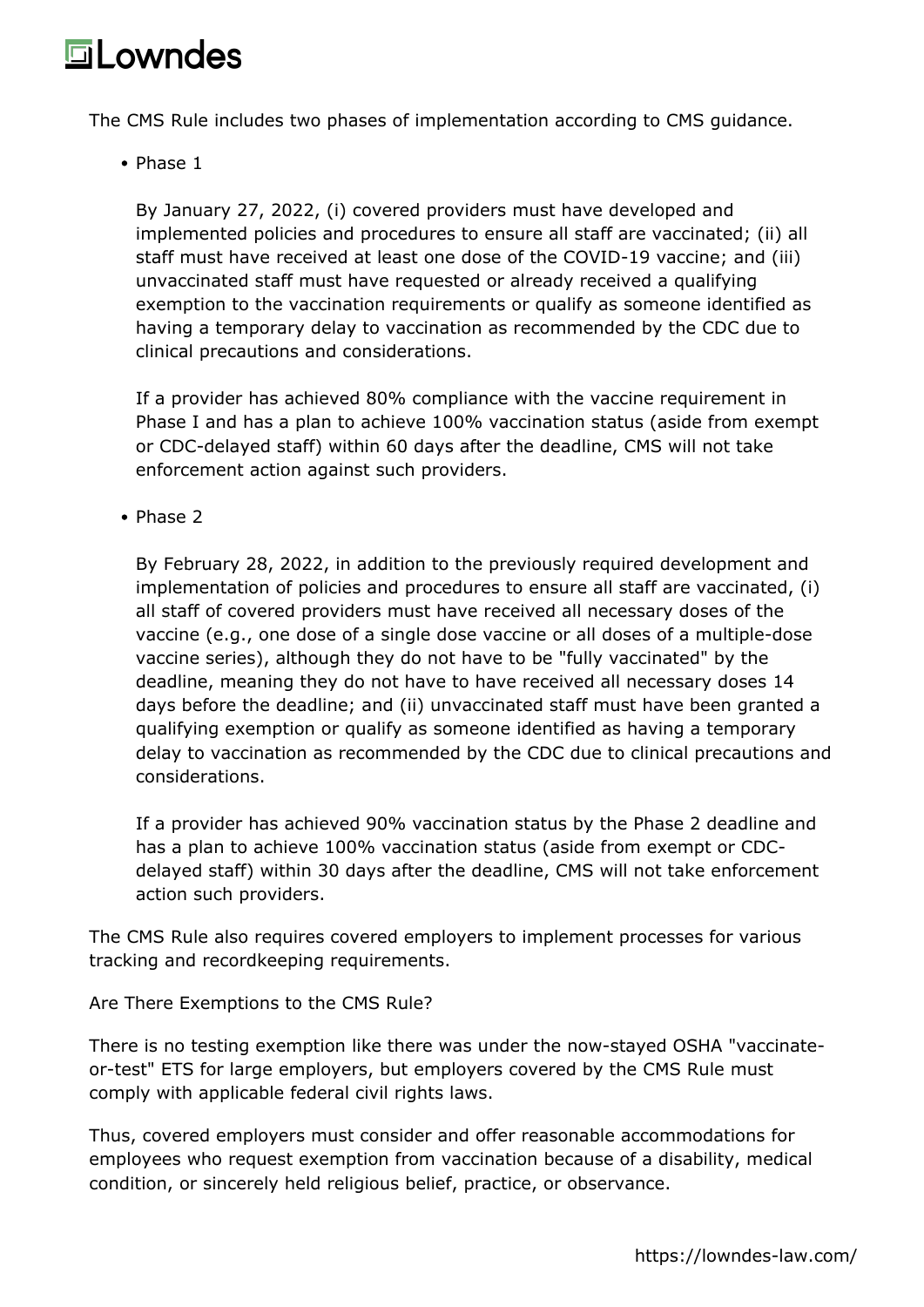The CMS Rule includes two phases of implementation according to CMS guidance.

- Phase 1

  By January 27, 2022, (i) covered providers must have developed and implemented policies and procedures to ensure all staff are vaccinated; (ii) all staff must have received at least one dose of the COVID-19 vaccine; and (iii) unvaccinated staff must have requested or already received a qualifying exemption to the vaccination requirements or qualify as someone identified as having a temporary delay to vaccination as recommended by the CDC due to clinical precautions and considerations.

  If a provider has achieved 80% compliance with the vaccine requirement in Phase I and has a plan to achieve 100% vaccination status (aside from exempt or CDC-delayed staff) within 60 days after the deadline, CMS will not take enforcement action against such providers.

- Phase 2

  By February 28, 2022, in addition to the previously required development and implementation of policies and procedures to ensure all staff are vaccinated, (i) all staff of covered providers must have received all necessary doses of the vaccine (e.g., one dose of a single dose vaccine or all doses of a multiple-dose vaccine series), although they do not have to be "fully vaccinated" by the deadline, meaning they do not have to have received all necessary doses 14 days before the deadline; and (ii) unvaccinated staff must have been granted a qualifying exemption or qualify as someone identified as having a temporary delay to vaccination as recommended by the CDC due to clinical precautions and considerations.

  If a provider has achieved 90% vaccination status by the Phase 2 deadline and has a plan to achieve 100% vaccination status (aside from exempt or CDC-delayed staff) within 30 days after the deadline, CMS will not take enforcement action such providers.

The CMS Rule also requires covered employers to implement processes for various tracking and recordkeeping requirements.

Are There Exemptions to the CMS Rule?

There is no testing exemption like there was under the now-stayed OSHA "vaccinate-or-test" ETS for large employers, but employers covered by the CMS Rule must comply with applicable federal civil rights laws.

Thus, covered employers must consider and offer reasonable accommodations for employees who request exemption from vaccination because of a disability, medical condition, or sincerely held religious belief, practice, or observance.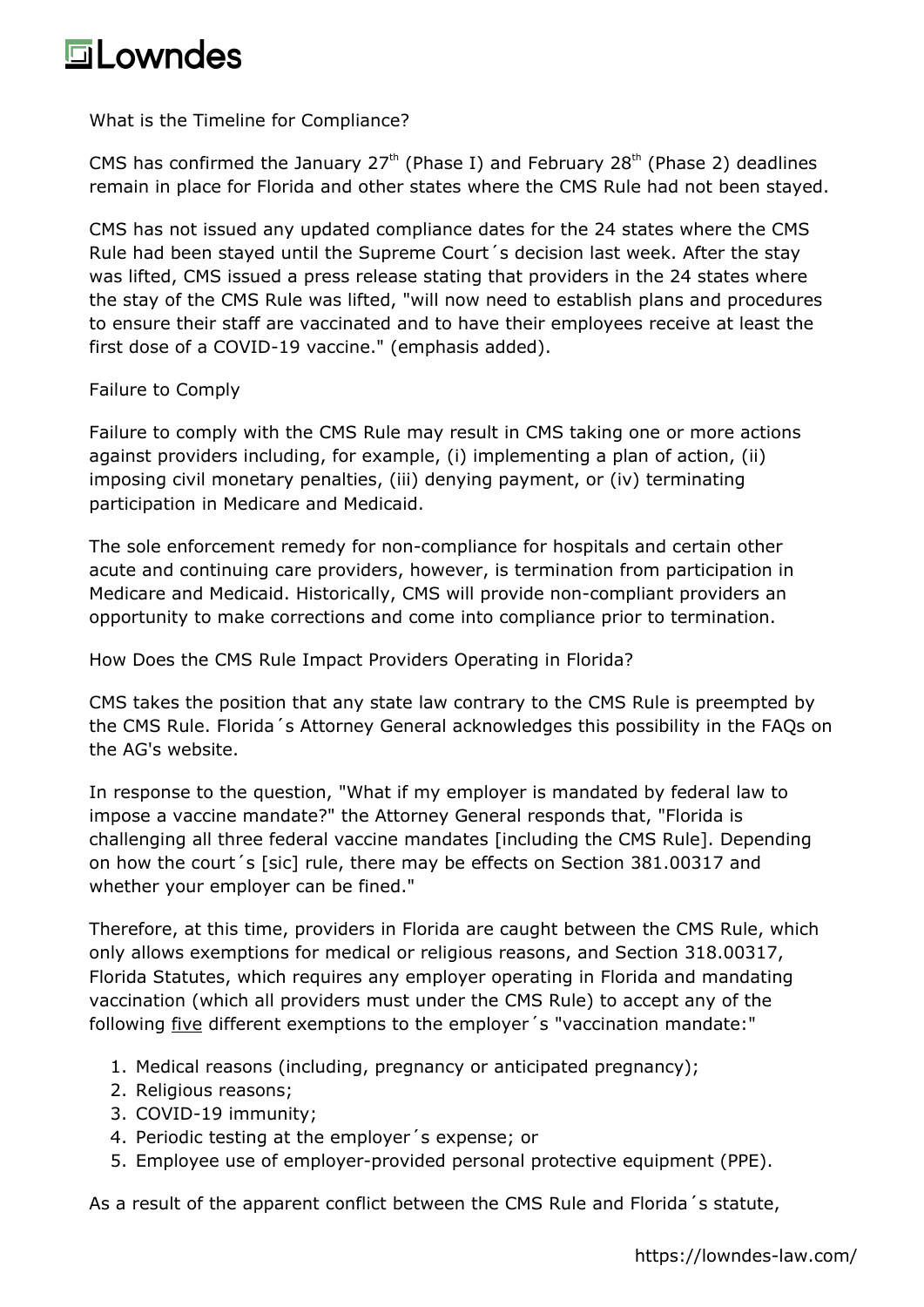What is the Timeline for Compliance?

CMS has confirmed the January 27th (Phase I) and February 28th (Phase 2) deadlines remain in place for Florida and other states where the CMS Rule had not been stayed.

CMS has not issued any updated compliance dates for the 24 states where the CMS Rule had been stayed until the Supreme Court´s decision last week. After the stay was lifted, CMS issued a press release stating that providers in the 24 states where the stay of the CMS Rule was lifted, "will now need to establish plans and procedures to ensure their staff are vaccinated and to have their employees receive at least the first dose of a COVID-19 vaccine." (emphasis added).

Failure to Comply

Failure to comply with the CMS Rule may result in CMS taking one or more actions against providers including, for example, (i) implementing a plan of action, (ii) imposing civil monetary penalties, (iii) denying payment, or (iv) terminating participation in Medicare and Medicaid.

The sole enforcement remedy for non-compliance for hospitals and certain other acute and continuing care providers, however, is termination from participation in Medicare and Medicaid. Historically, CMS will provide non-compliant providers an opportunity to make corrections and come into compliance prior to termination.

How Does the CMS Rule Impact Providers Operating in Florida?

CMS takes the position that any state law contrary to the CMS Rule is preempted by the CMS Rule. Florida´s Attorney General acknowledges this possibility in the FAQs on the AG's website.

In response to the question, "What if my employer is mandated by federal law to impose a vaccine mandate?" the Attorney General responds that, "Florida is challenging all three federal vaccine mandates [including the CMS Rule]. Depending on how the court´s [sic] rule, there may be effects on Section 381.00317 and whether your employer can be fined."

Therefore, at this time, providers in Florida are caught between the CMS Rule, which only allows exemptions for medical or religious reasons, and Section 318.00317, Florida Statutes, which requires any employer operating in Florida and mandating vaccination (which all providers must under the CMS Rule) to accept any of the following five different exemptions to the employer´s "vaccination mandate:"

1. Medical reasons (including, pregnancy or anticipated pregnancy);
2. Religious reasons;
3. COVID-19 immunity;
4. Periodic testing at the employer´s expense; or
5. Employee use of employer-provided personal protective equipment (PPE).

As a result of the apparent conflict between the CMS Rule and Florida´s statute,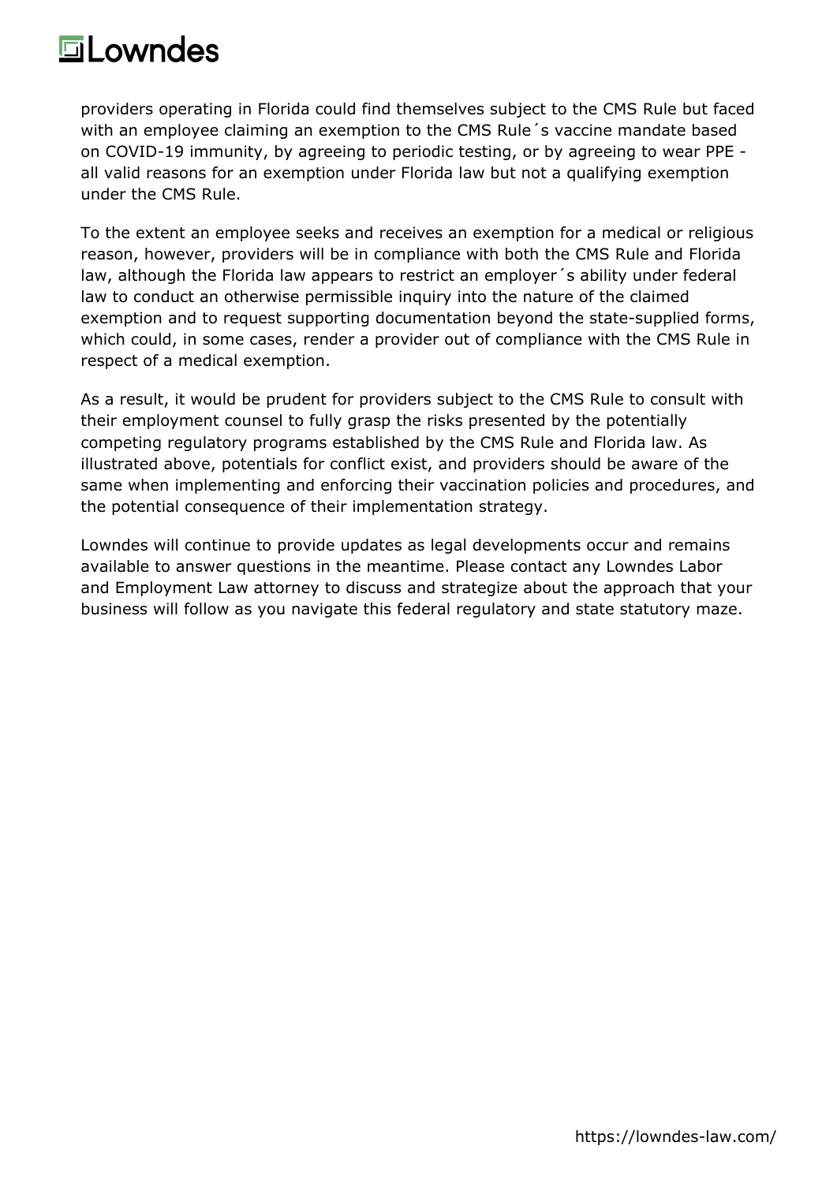providers operating in Florida could find themselves subject to the CMS Rule but faced with an employee claiming an exemption to the CMS Rule´s vaccine mandate based on COVID-19 immunity, by agreeing to periodic testing, or by agreeing to wear PPE - all valid reasons for an exemption under Florida law but not a qualifying exemption under the CMS Rule.

To the extent an employee seeks and receives an exemption for a medical or religious reason, however, providers will be in compliance with both the CMS Rule and Florida law, although the Florida law appears to restrict an employer´s ability under federal law to conduct an otherwise permissible inquiry into the nature of the claimed exemption and to request supporting documentation beyond the state-supplied forms, which could, in some cases, render a provider out of compliance with the CMS Rule in respect of a medical exemption.

As a result, it would be prudent for providers subject to the CMS Rule to consult with their employment counsel to fully grasp the risks presented by the potentially competing regulatory programs established by the CMS Rule and Florida law. As illustrated above, potentials for conflict exist, and providers should be aware of the same when implementing and enforcing their vaccination policies and procedures, and the potential consequence of their implementation strategy.

Lowndes will continue to provide updates as legal developments occur and remains available to answer questions in the meantime. Please contact any Lowndes Labor and Employment Law attorney to discuss and strategize about the approach that your business will follow as you navigate this federal regulatory and state statutory maze.